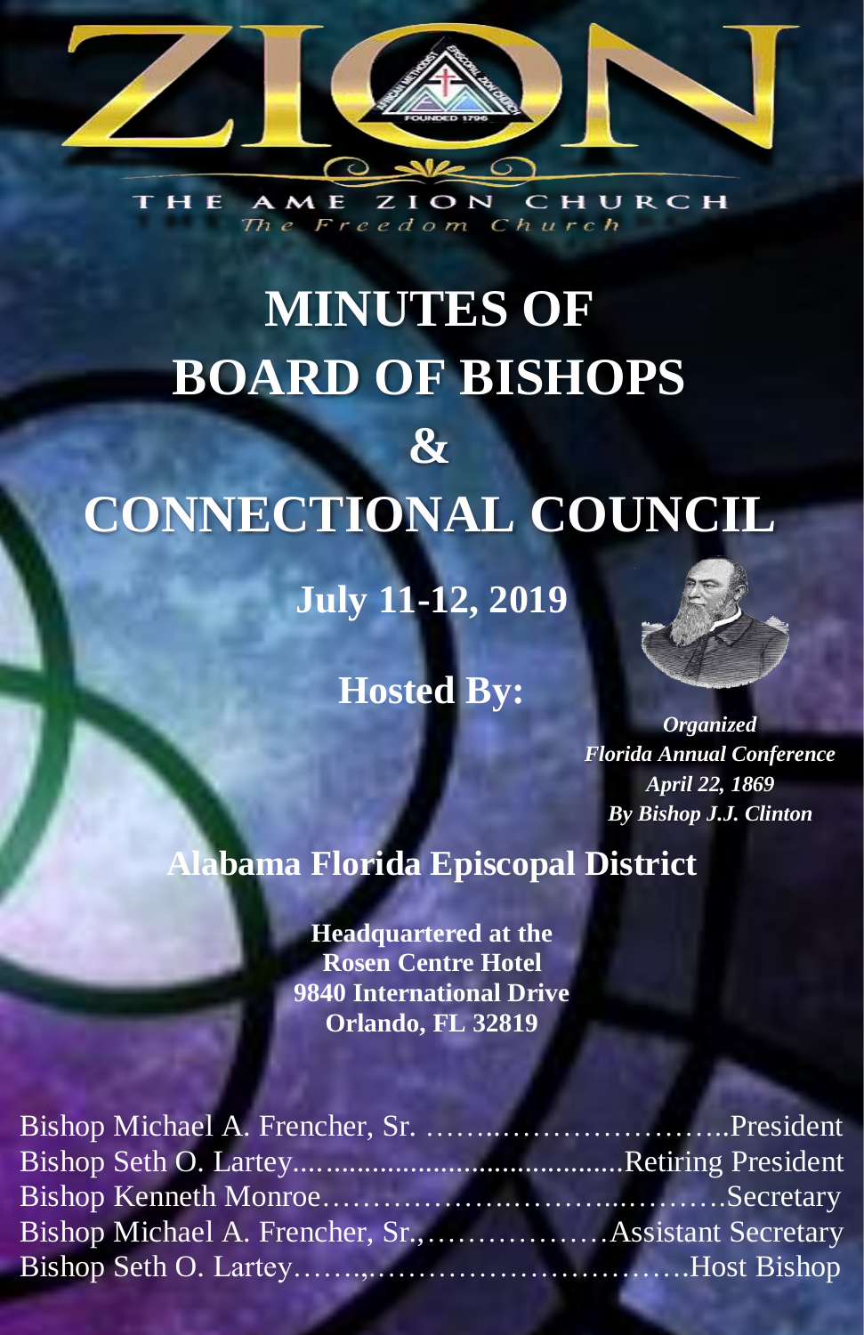ZION

THE AME ZION CHURCH

*The Freedom Church*

# MINUTES OF BOARD OF BISHOPS & CONNECTIONAL COUNCIL

## July 11-12, 2019

## Hosted By:

***Organized Florida Annual Conference April 22, 1869 By Bishop J.J. Clinton***

## Alabama Florida Episcopal District

**Headquartered at the Rosen Centre Hotel 9840 International Drive Orlando, FL 32819**

Bishop Michael A. Frencher, Sr. ……..…………………..President
Bishop Seth O. Lartey..........................................Retiring President
Bishop Kenneth Monroe…………………..………..……….Secretary
Bishop Michael A. Frencher, Sr.,………………Assistant Secretary
Bishop Seth O. Lartey…….,………………………….Host Bishop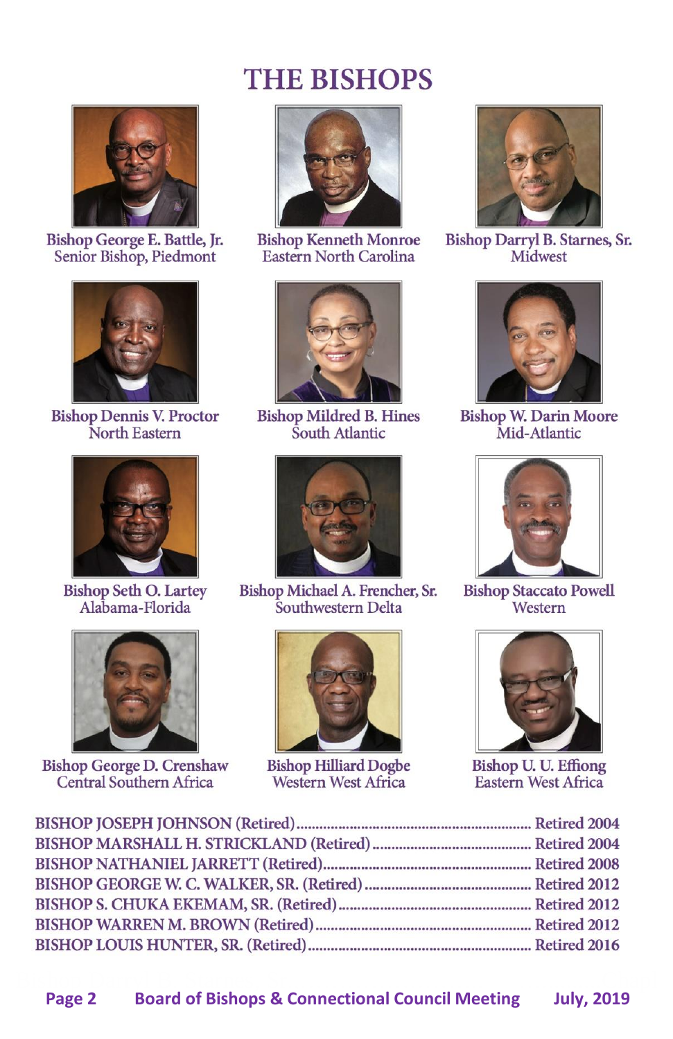# THE BISHOPS

**Bishop George E. Battle, Jr.**
Senior Bishop, Piedmont

**Bishop Kenneth Monroe**
Eastern North Carolina

**Bishop Darryl B. Starnes, Sr.**
Midwest

**Bishop Dennis V. Proctor**
North Eastern

**Bishop Mildred B. Hines**
South Atlantic

**Bishop W. Darin Moore**
Mid-Atlantic

**Bishop Seth O. Lartey**
Alabama-Florida

**Bishop Michael A. Frencher, Sr.**
Southwestern Delta

**Bishop Staccato Powell**
Western

**Bishop George D. Crenshaw**
Central Southern Africa

**Bishop Hilliard Dogbe**
Western West Africa

**Bishop U. U. Effiong**
Eastern West Africa

BISHOP JOSEPH JOHNSON (Retired)............................................ Retired 2004
BISHOP MARSHALL H. STRICKLAND (Retired)............................ Retired 2004
BISHOP NATHANIEL JARRETT (Retired)..................................... Retired 2008
BISHOP GEORGE W. C. WALKER, SR. (Retired)............................ Retired 2012
BISHOP S. CHUKA EKEMAM, SR. (Retired).................................. Retired 2012
BISHOP WARREN M. BROWN (Retired)........................................ Retired 2012
BISHOP LOUIS HUNTER, SR. (Retired)........................................ Retired 2016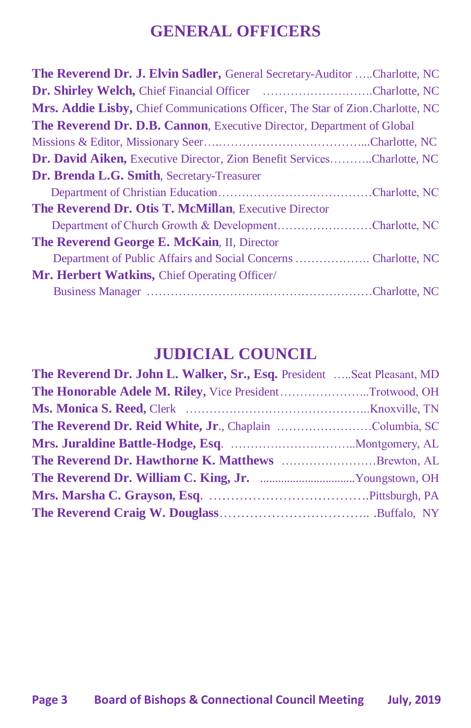## GENERAL OFFICERS

**The Reverend Dr. J. Elvin Sadler,** General Secretary-Auditor …..Charlotte, NC
**Dr. Shirley Welch,** Chief Financial Officer ……………………….Charlotte, NC
**Mrs. Addie Lisby,** Chief Communications Officer, The Star of Zion.Charlotte, NC
**The Reverend Dr. D.B. Cannon**, Executive Director, Department of Global Missions & Editor, Missionary Seer…..………………………………...Charlotte, NC
**Dr. David Aiken,** Executive Director, Zion Benefit Services………..Charlotte, NC
**Dr. Brenda L.G. Smith**, Secretary-Treasurer
Department of Christian Education…………………………………Charlotte, NC
**The Reverend Dr. Otis T. McMillan**, Executive Director
Department of Church Growth & Development……………………Charlotte, NC
**The Reverend George E. McKain**, II, Director
Department of Public Affairs and Social Concerns ………………. Charlotte, NC
**Mr. Herbert Watkins,** Chief Operating Officer/
Business Manager …………………………………………………Charlotte, NC

## JUDICIAL COUNCIL

**The Reverend Dr. John L. Walker, Sr., Esq.** President …..Seat Pleasant, MD
**The Honorable Adele M. Riley,** Vice President…………………..Trotwood, OH
**Ms. Monica S. Reed,** Clerk ………………………………………..Knoxville, TN
**The Reverend Dr. Reid White, Jr**., Chaplain ……………………Columbia, SC
**Mrs. Juraldine Battle-Hodge, Esq**. …………………………..Montgomery, AL
**The Reverend Dr. Hawthorne K. Matthews** ……………………Brewton, AL
**The Reverend Dr. William C. King, Jr.** ..............................Youngstown, OH
**Mrs. Marsha C. Grayson, Esq**. ……………………………….Pittsburgh, PA
**The Reverend Craig W. Douglass**…………………………….. .Buffalo, NY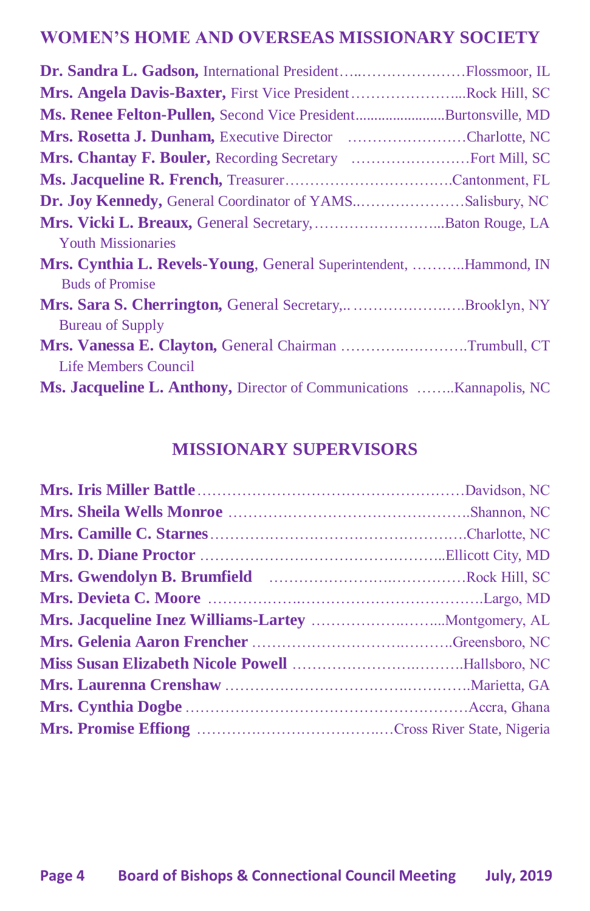## WOMEN'S HOME AND OVERSEAS MISSIONARY SOCIETY

**Dr. Sandra L. Gadson,** International President…..…………………Flossmoor, IL
**Mrs. Angela Davis-Baxter,** First Vice President…………………...Rock Hill, SC
**Ms. Renee Felton-Pullen,** Second Vice President........................Burtonsville, MD
**Mrs. Rosetta J. Dunham,** Executive Director ……………………Charlotte, NC
**Mrs. Chantay F. Bouler,** Recording Secretary ……………………Fort Mill, SC
**Ms. Jacqueline R. French,** Treasurer…………………………….Cantonment, FL
**Dr. Joy Kennedy,** General Coordinator of YAMS..…………………Salisbury, NC
**Mrs. Vicki L. Breaux,** General Secretary,……………………...Baton Rouge, LA
Youth Missionaries
**Mrs. Cynthia L. Revels-Young**, General Superintendent, ………..Hammond, IN
Buds of Promise
**Mrs. Sara S. Cherrington,** General Secretary,.. ……………….….Brooklyn, NY
Bureau of Supply
**Mrs. Vanessa E. Clayton,** General Chairman ……….….……….Trumbull, CT
Life Members Council
**Ms. Jacqueline L. Anthony,** Director of Communications ……..Kannapolis, NC

## MISSIONARY SUPERVISORS

**Mrs. Iris Miller Battle**………………………………………….……Davidson, NC
**Mrs. Sheila Wells Monroe** ……………………………………….Shannon, NC
**Mrs. Camille C. Starnes**……………………………….………….Charlotte, NC
**Mrs. D. Diane Proctor** ……………………………………….…..Ellicott City, MD
**Mrs. Gwendolyn B. Brumfield** ………………….….…………Rock Hill, SC
**Mrs. Devieta C. Moore** ………………..……………………………Largo, MD
**Mrs. Jacqueline Inez Williams-Lartey** ………………..……...Montgomery, AL
**Mrs. Gelenia Aaron Frencher** …………………………..……….Greensboro, NC
**Miss Susan Elizabeth Nicole Powell** ……………….……….Hallsboro, NC
**Mrs. Laurenna Crenshaw** ……………….…………….…………..Marietta, GA
**Mrs. Cynthia Dogbe** …………………………………………………Accra, Ghana
**Mrs. Promise Effiong** ………………………….….…Cross River State, Nigeria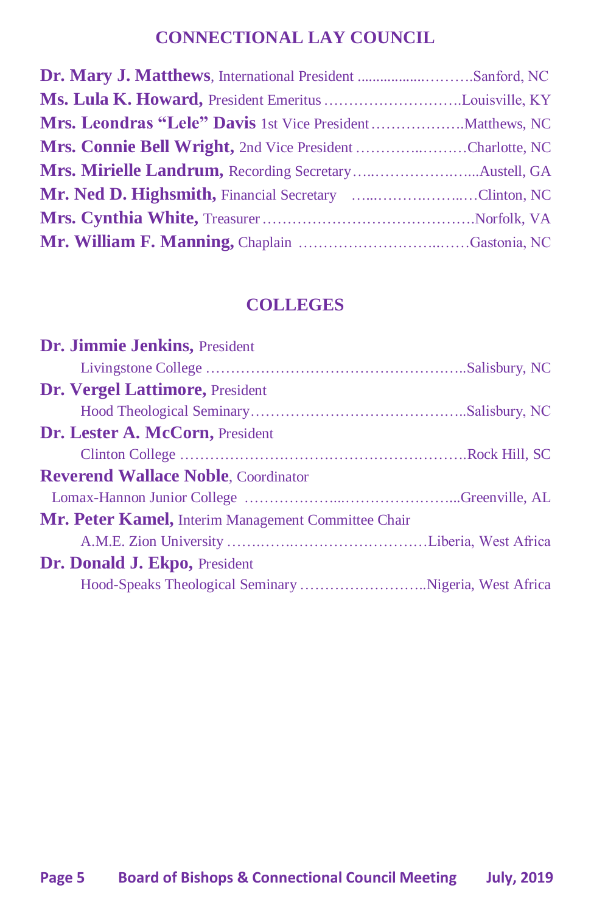## CONNECTIONAL LAY COUNCIL

**Dr. Mary J. Matthews**, International President ..................……….Sanford, NC
**Ms. Lula K. Howard,** President Emeritus ……………………….Louisville, KY
**Mrs. Leondras "Lele" Davis** 1st Vice President……………….Matthews, NC
**Mrs. Connie Bell Wright,** 2nd Vice President …………..………Charlotte, NC
**Mrs. Mirielle Landrum,** Recording Secretary…..…………….…...Austell, GA
**Mr. Ned D. Highsmith,** Financial Secretary …...………..……..…Clinton, NC
**Mrs. Cynthia White,** Treasurer…………………………………….Norfolk, VA
**Mr. William F. Manning,** Chaplain ………………………..……Gastonia, NC

## COLLEGES

**Dr. Jimmie Jenkins,** President
Livingstone College …………………………………………..Salisbury, NC

**Dr. Vergel Lattimore,** President
Hood Theological Seminary…………………………………..Salisbury, NC

**Dr. Lester A. McCorn,** President
Clinton College ………………………………………………….Rock Hill, SC

**Reverend Wallace Noble**, Coordinator
Lomax-Hannon Junior College ………………...…………………...Greenville, AL

**Mr. Peter Kamel,** Interim Management Committee Chair
A.M.E. Zion University …….……….………………………Liberia, West Africa

**Dr. Donald J. Ekpo,** President
Hood-Speaks Theological Seminary ……………………..Nigeria, West Africa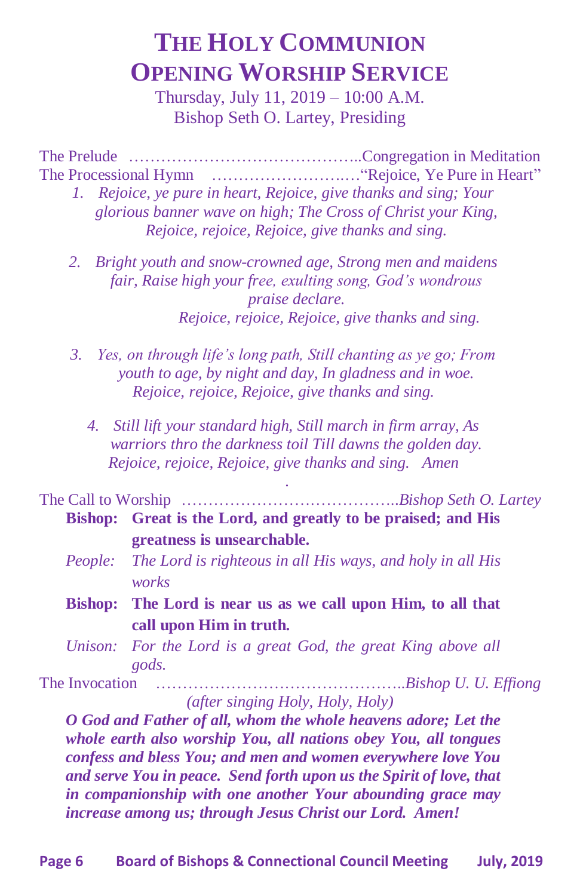# THE HOLY COMMUNION OPENING WORSHIP SERVICE

Thursday, July 11, 2019 – 10:00 A.M.
Bishop Seth O. Lartey, Presiding

The Prelude ……………………………………..Congregation in Meditation
The Processional Hymn ………………….…“Rejoice, Ye Pure in Heart”

1. *Rejoice, ye pure in heart, Rejoice, give thanks and sing; Your glorious banner wave on high; The Cross of Christ your King, Rejoice, rejoice, Rejoice, give thanks and sing.*

2. *Bright youth and snow-crowned age, Strong men and maidens fair, Raise high your free, exulting song, God's wondrous praise declare.*
*Rejoice, rejoice, Rejoice, give thanks and sing.*

3. *Yes, on through life's long path, Still chanting as ye go; From youth to age, by night and day, In gladness and in woe.*
*Rejoice, rejoice, Rejoice, give thanks and sing.*

4. *Still lift your standard high, Still march in firm array, As warriors thro the darkness toil Till dawns the golden day.*
*Rejoice, rejoice, Rejoice, give thanks and sing. Amen*

The Call to Worship …………………………………..*Bishop Seth O. Lartey*

**Bishop: Great is the Lord, and greatly to be praised; and His greatness is unsearchable.**

*People: The Lord is righteous in all His ways, and holy in all His works*

**Bishop: The Lord is near us as we call upon Him, to all that call upon Him in truth.**

*Unison: For the Lord is a great God, the great King above all gods.*

The Invocation ………………………………………..*Bishop U. U. Effiong*

*(after singing Holy, Holy, Holy)*

***O God and Father of all, whom the whole heavens adore; Let the whole earth also worship You, all nations obey You, all tongues confess and bless You; and men and women everywhere love You and serve You in peace. Send forth upon us the Spirit of love, that in companionship with one another Your abounding grace may increase among us; through Jesus Christ our Lord. Amen!***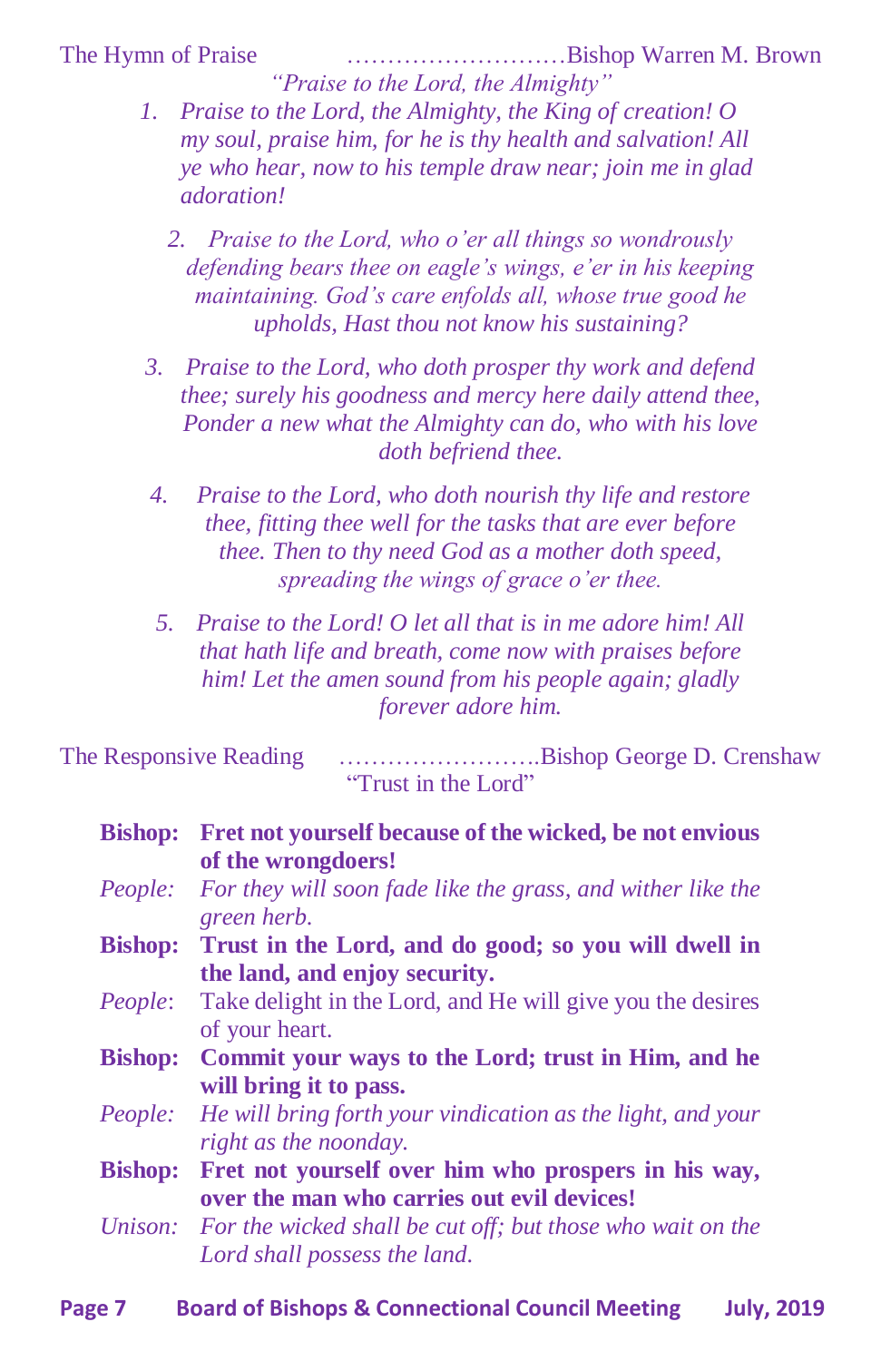The Hymn of Praise ………………………Bishop Warren M. Brown

*"Praise to the Lord, the Almighty"*

1. *Praise to the Lord, the Almighty, the King of creation! O my soul, praise him, for he is thy health and salvation! All ye who hear, now to his temple draw near; join me in glad adoration!*

2. *Praise to the Lord, who o'er all things so wondrously defending bears thee on eagle's wings, e'er in his keeping maintaining. God's care enfolds all, whose true good he upholds, Hast thou not know his sustaining?*

3. *Praise to the Lord, who doth prosper thy work and defend thee; surely his goodness and mercy here daily attend thee, Ponder a new what the Almighty can do, who with his love doth befriend thee.*

4. *Praise to the Lord, who doth nourish thy life and restore thee, fitting thee well for the tasks that are ever before thee. Then to thy need God as a mother doth speed, spreading the wings of grace o'er thee.*

5. *Praise to the Lord! O let all that is in me adore him! All that hath life and breath, come now with praises before him! Let the amen sound from his people again; gladly forever adore him.*

The Responsive Reading ……………………Bishop George D. Crenshaw

"Trust in the Lord"

**Bishop:** **Fret not yourself because of the wicked, be not envious of the wrongdoers!**

*People:* *For they will soon fade like the grass, and wither like the green herb.*

**Bishop:** **Trust in the Lord, and do good; so you will dwell in the land, and enjoy security.**

*People*: Take delight in the Lord, and He will give you the desires of your heart.

**Bishop:** **Commit your ways to the Lord; trust in Him, and he will bring it to pass.**

*People:* *He will bring forth your vindication as the light, and your right as the noonday.*

**Bishop:** **Fret not yourself over him who prospers in his way, over the man who carries out evil devices!**

*Unison:* *For the wicked shall be cut off; but those who wait on the Lord shall possess the land.*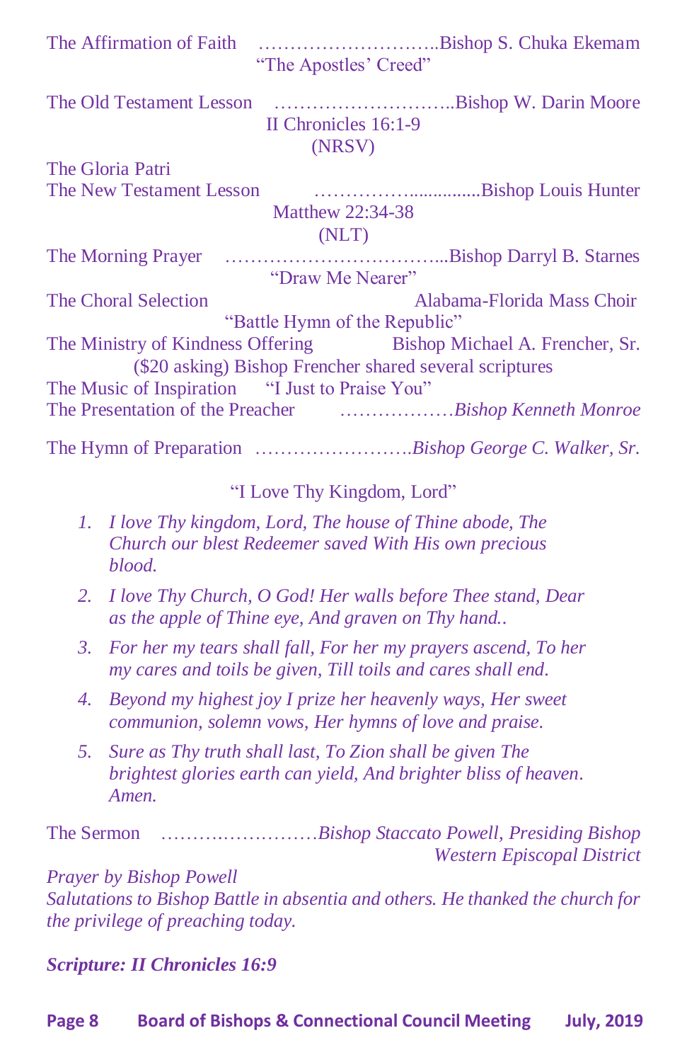The Affirmation of Faith ………………………..Bishop S. Chuka Ekemam
"The Apostles' Creed"

The Old Testament Lesson ………………………..Bishop W. Darin Moore
II Chronicles 16:1-9
(NRSV)

The Gloria Patri

The New Testament Lesson …………….............Bishop Louis Hunter
Matthew 22:34-38
(NLT)

The Morning Prayer ……………………………...Bishop Darryl B. Starnes
"Draw Me Nearer"

The Choral Selection Alabama-Florida Mass Choir
"Battle Hymn of the Republic"

The Ministry of Kindness Offering Bishop Michael A. Frencher, Sr.
($20 asking) Bishop Frencher shared several scriptures

The Music of Inspiration "I Just to Praise You"

The Presentation of the Preacher ………………*Bishop Kenneth Monroe*

The Hymn of Preparation …………………….*Bishop George C. Walker, Sr.*

"I Love Thy Kingdom, Lord"

1. *I love Thy kingdom, Lord, The house of Thine abode, The Church our blest Redeemer saved With His own precious blood.*
2. *I love Thy Church, O God! Her walls before Thee stand, Dear as the apple of Thine eye, And graven on Thy hand..*
3. *For her my tears shall fall, For her my prayers ascend, To her my cares and toils be given, Till toils and cares shall end.*
4. *Beyond my highest joy I prize her heavenly ways, Her sweet communion, solemn vows, Her hymns of love and praise.*
5. *Sure as Thy truth shall last, To Zion shall be given The brightest glories earth can yield, And brighter bliss of heaven. Amen.*

The Sermon ……………………*Bishop Staccato Powell, Presiding Bishop Western Episcopal District*

*Prayer by Bishop Powell*

*Salutations to Bishop Battle in absentia and others. He thanked the church for the privilege of preaching today.*

***Scripture: II Chronicles 16:9***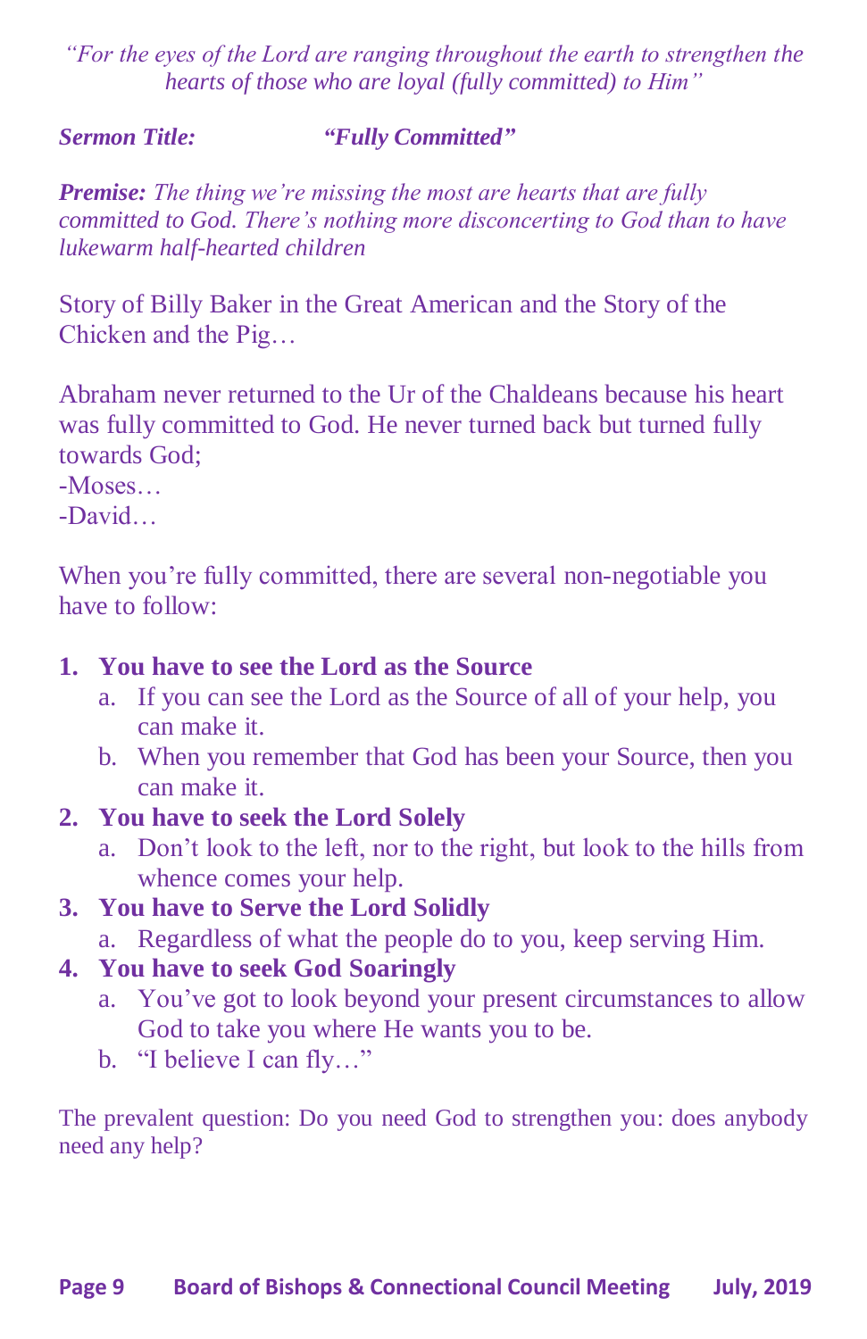*"For the eyes of the Lord are ranging throughout the earth to strengthen the hearts of those who are loyal (fully committed) to Him"*

***Sermon Title:*** ***"Fully Committed"***

***Premise:*** *The thing we're missing the most are hearts that are fully committed to God. There's nothing more disconcerting to God than to have lukewarm half-hearted children*

Story of Billy Baker in the Great American and the Story of the Chicken and the Pig…

Abraham never returned to the Ur of the Chaldeans because his heart was fully committed to God. He never turned back but turned fully towards God;
-Moses…
-David…

When you're fully committed, there are several non-negotiable you have to follow:

1. **You have to see the Lord as the Source**
   a. If you can see the Lord as the Source of all of your help, you can make it.
   b. When you remember that God has been your Source, then you can make it.
2. **You have to seek the Lord Solely**
   a. Don't look to the left, nor to the right, but look to the hills from whence comes your help.
3. **You have to Serve the Lord Solidly**
   a. Regardless of what the people do to you, keep serving Him.
4. **You have to seek God Soaringly**
   a. You've got to look beyond your present circumstances to allow God to take you where He wants you to be.
   b. "I believe I can fly…"

The prevalent question: Do you need God to strengthen you: does anybody need any help?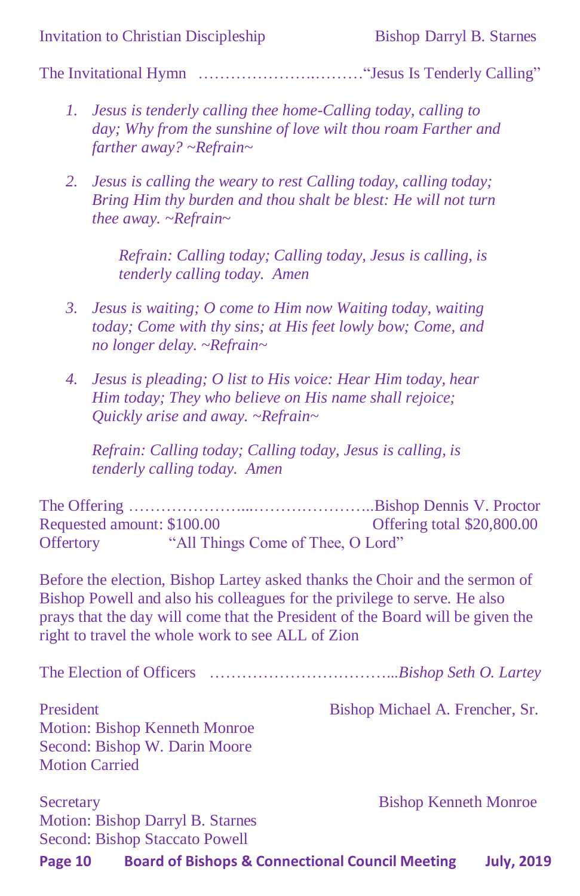Invitation to Christian Discipleship Bishop Darryl B. Starnes

The Invitational Hymn ……………………………“Jesus Is Tenderly Calling”

1. *Jesus is tenderly calling thee home-Calling today, calling to day; Why from the sunshine of love wilt thou roam Farther and farther away? ~Refrain~*

2. *Jesus is calling the weary to rest Calling today, calling today; Bring Him thy burden and thou shalt be blest: He will not turn thee away. ~Refrain~*

   *Refrain: Calling today; Calling today, Jesus is calling, is tenderly calling today. Amen*

3. *Jesus is waiting; O come to Him now Waiting today, waiting today; Come with thy sins; at His feet lowly bow; Come, and no longer delay. ~Refrain~*

4. *Jesus is pleading; O list to His voice: Hear Him today, hear Him today; They who believe on His name shall rejoice; Quickly arise and away. ~Refrain~*

   *Refrain: Calling today; Calling today, Jesus is calling, is tenderly calling today. Amen*

The Offering ……………………………………………..Bishop Dennis V. Proctor
Requested amount: $100.00 Offering total $20,800.00
Offertory “All Things Come of Thee, O Lord”

Before the election, Bishop Lartey asked thanks the Choir and the sermon of Bishop Powell and also his colleagues for the privilege to serve. He also prays that the day will come that the President of the Board will be given the right to travel the whole work to see ALL of Zion

The Election of Officers ……………………………...*Bishop Seth O. Lartey*

President Bishop Michael A. Frencher, Sr.
Motion: Bishop Kenneth Monroe
Second: Bishop W. Darin Moore
Motion Carried

Secretary Bishop Kenneth Monroe
Motion: Bishop Darryl B. Starnes
Second: Bishop Staccato Powell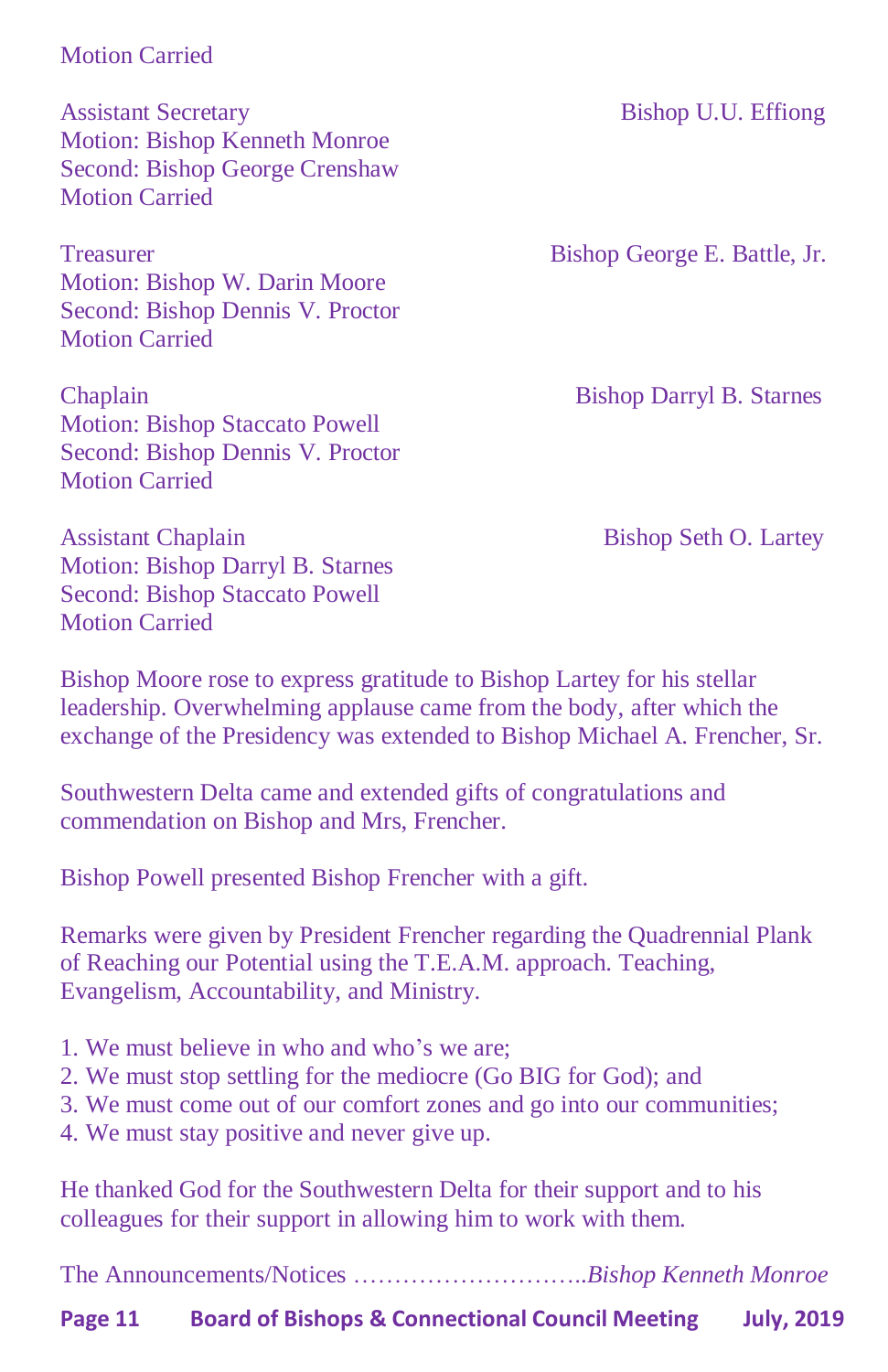Motion Carried

Assistant Secretary — Bishop U.U. Effiong
Motion: Bishop Kenneth Monroe
Second: Bishop George Crenshaw
Motion Carried

Treasurer — Bishop George E. Battle, Jr.
Motion: Bishop W. Darin Moore
Second: Bishop Dennis V. Proctor
Motion Carried

Chaplain — Bishop Darryl B. Starnes
Motion: Bishop Staccato Powell
Second: Bishop Dennis V. Proctor
Motion Carried

Assistant Chaplain — Bishop Seth O. Lartey
Motion: Bishop Darryl B. Starnes
Second: Bishop Staccato Powell
Motion Carried

Bishop Moore rose to express gratitude to Bishop Lartey for his stellar leadership. Overwhelming applause came from the body, after which the exchange of the Presidency was extended to Bishop Michael A. Frencher, Sr.

Southwestern Delta came and extended gifts of congratulations and commendation on Bishop and Mrs, Frencher.

Bishop Powell presented Bishop Frencher with a gift.

Remarks were given by President Frencher regarding the Quadrennial Plank of Reaching our Potential using the T.E.A.M. approach. Teaching, Evangelism, Accountability, and Ministry.

1. We must believe in who and who's we are;
2. We must stop settling for the mediocre (Go BIG for God); and
3. We must come out of our comfort zones and go into our communities;
4. We must stay positive and never give up.

He thanked God for the Southwestern Delta for their support and to his colleagues for their support in allowing him to work with them.

The Announcements/Notices ………………………..*Bishop Kenneth Monroe*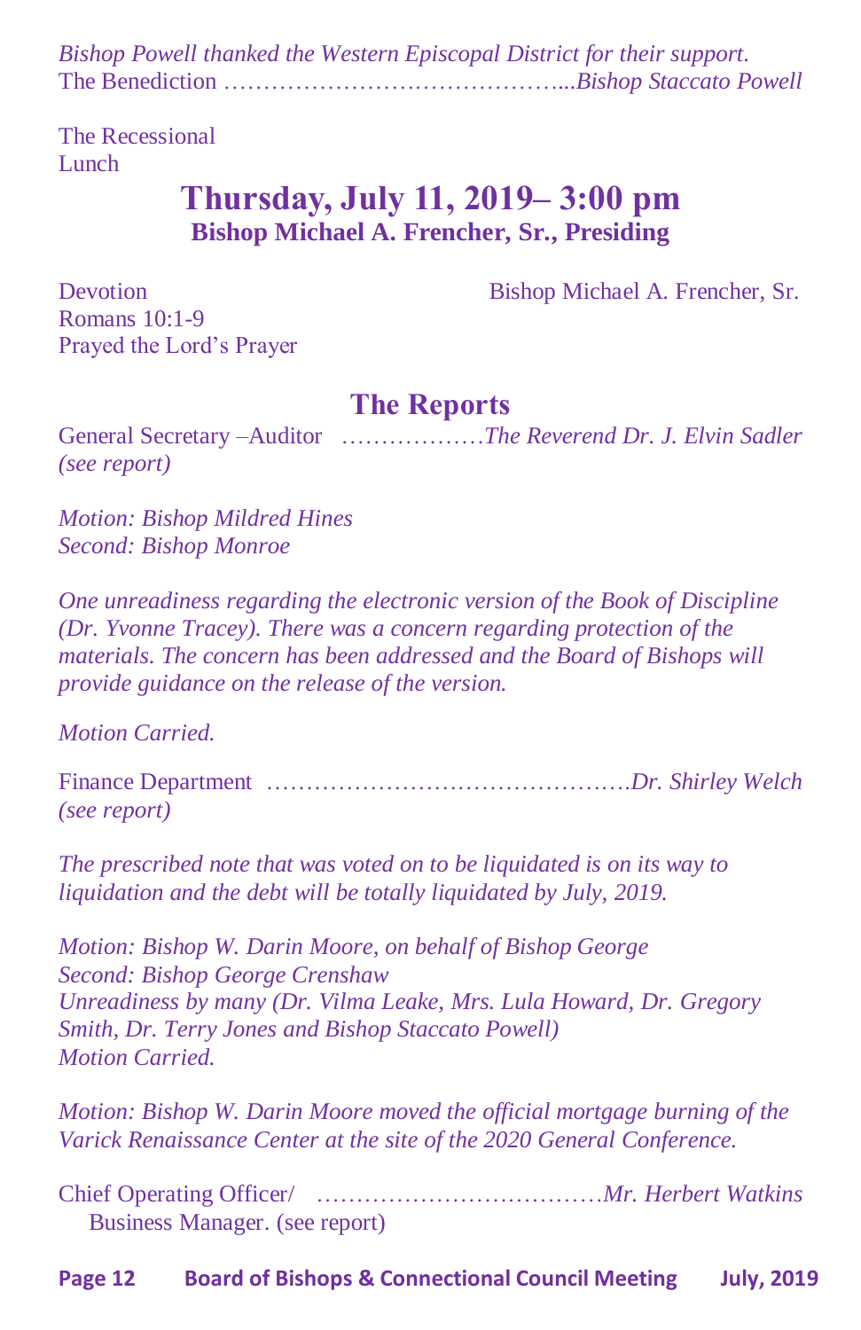*Bishop Powell thanked the Western Episcopal District for their support.*
The Benediction ……………………………………...*Bishop Staccato Powell*

The Recessional
Lunch

## Thursday, July 11, 2019– 3:00 pm

### Bishop Michael A. Frencher, Sr., Presiding

Devotion Bishop Michael A. Frencher, Sr.
Romans 10:1-9
Prayed the Lord's Prayer

## The Reports

General Secretary –Auditor ………………*The Reverend Dr. J. Elvin Sadler*
*(see report)*

*Motion: Bishop Mildred Hines*
*Second: Bishop Monroe*

*One unreadiness regarding the electronic version of the Book of Discipline (Dr. Yvonne Tracey). There was a concern regarding protection of the materials. The concern has been addressed and the Board of Bishops will provide guidance on the release of the version.*

*Motion Carried.*

Finance Department ……………………………………….*Dr. Shirley Welch*
*(see report)*

*The prescribed note that was voted on to be liquidated is on its way to liquidation and the debt will be totally liquidated by July, 2019.*

*Motion: Bishop W. Darin Moore, on behalf of Bishop George*
*Second: Bishop George Crenshaw*
*Unreadiness by many (Dr. Vilma Leake, Mrs. Lula Howard, Dr. Gregory Smith, Dr. Terry Jones and Bishop Staccato Powell)*
*Motion Carried.*

*Motion: Bishop W. Darin Moore moved the official mortgage burning of the Varick Renaissance Center at the site of the 2020 General Conference.*

Chief Operating Officer/ ………………………………*Mr. Herbert Watkins*
Business Manager. (see report)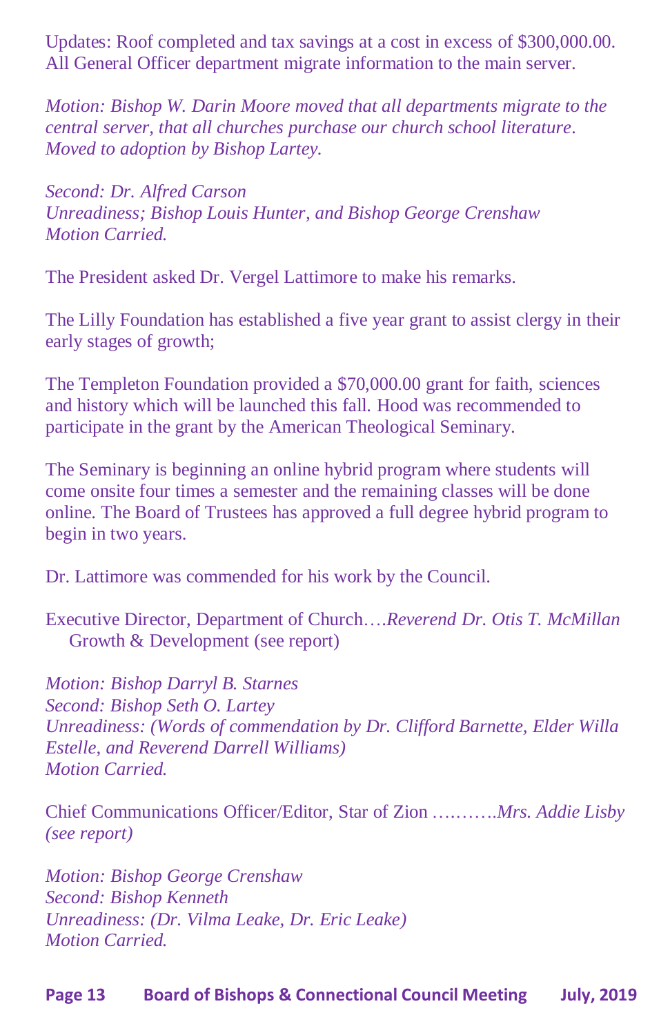Updates: Roof completed and tax savings at a cost in excess of $300,000.00. All General Officer department migrate information to the main server.

*Motion: Bishop W. Darin Moore moved that all departments migrate to the central server, that all churches purchase our church school literature. Moved to adoption by Bishop Lartey.*

*Second: Dr. Alfred Carson*
*Unreadiness; Bishop Louis Hunter, and Bishop George Crenshaw*
*Motion Carried.*

The President asked Dr. Vergel Lattimore to make his remarks.

The Lilly Foundation has established a five year grant to assist clergy in their early stages of growth;

The Templeton Foundation provided a $70,000.00 grant for faith, sciences and history which will be launched this fall. Hood was recommended to participate in the grant by the American Theological Seminary.

The Seminary is beginning an online hybrid program where students will come onsite four times a semester and the remaining classes will be done online. The Board of Trustees has approved a full degree hybrid program to begin in two years.

Dr. Lattimore was commended for his work by the Council.

Executive Director, Department of Church….*Reverend Dr. Otis T. McMillan*
Growth & Development (see report)

*Motion: Bishop Darryl B. Starnes*
*Second: Bishop Seth O. Lartey*
*Unreadiness: (Words of commendation by Dr. Clifford Barnette, Elder Willa Estelle, and Reverend Darrell Williams)*
*Motion Carried.*

Chief Communications Officer/Editor, Star of Zion ……….*Mrs. Addie Lisby (see report)*

*Motion: Bishop George Crenshaw*
*Second: Bishop Kenneth*
*Unreadiness: (Dr. Vilma Leake, Dr. Eric Leake)*
*Motion Carried.*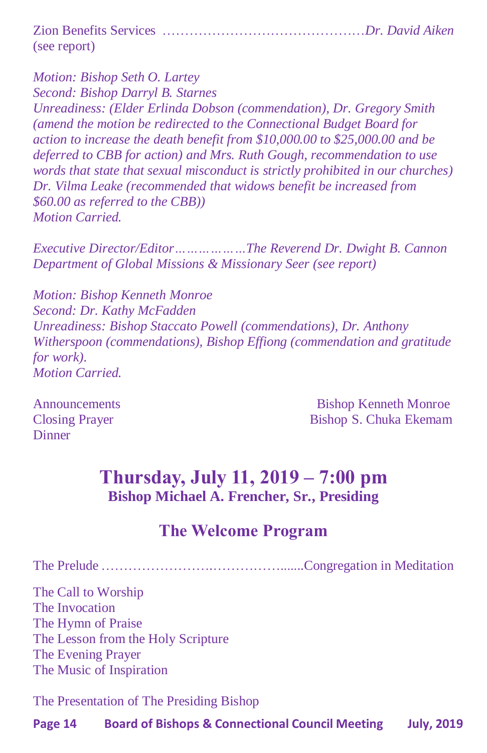Zion Benefits Services ……………………………………… *Dr. David Aiken*
(see report)

*Motion: Bishop Seth O. Lartey*
*Second: Bishop Darryl B. Starnes*
*Unreadiness: (Elder Erlinda Dobson (commendation), Dr. Gregory Smith (amend the motion be redirected to the Connectional Budget Board for action to increase the death benefit from $10,000.00 to $25,000.00 and be deferred to CBB for action) and Mrs. Ruth Gough, recommendation to use words that state that sexual misconduct is strictly prohibited in our churches) Dr. Vilma Leake (recommended that widows benefit be increased from $60.00 as referred to the CBB))*
*Motion Carried.*

*Executive Director/Editor………………The Reverend Dr. Dwight B. Cannon*
*Department of Global Missions & Missionary Seer (see report)*

*Motion: Bishop Kenneth Monroe*
*Second: Dr. Kathy McFadden*
*Unreadiness: Bishop Staccato Powell (commendations), Dr. Anthony Witherspoon (commendations), Bishop Effiong (commendation and gratitude for work).*
*Motion Carried.*

Announcements — Bishop Kenneth Monroe
Closing Prayer — Bishop S. Chuka Ekemam
Dinner

## Thursday, July 11, 2019 – 7:00 pm

**Bishop Michael A. Frencher, Sr., Presiding**

## The Welcome Program

The Prelude ……………………….……………........Congregation in Meditation

The Call to Worship
The Invocation
The Hymn of Praise
The Lesson from the Holy Scripture
The Evening Prayer
The Music of Inspiration

The Presentation of The Presiding Bishop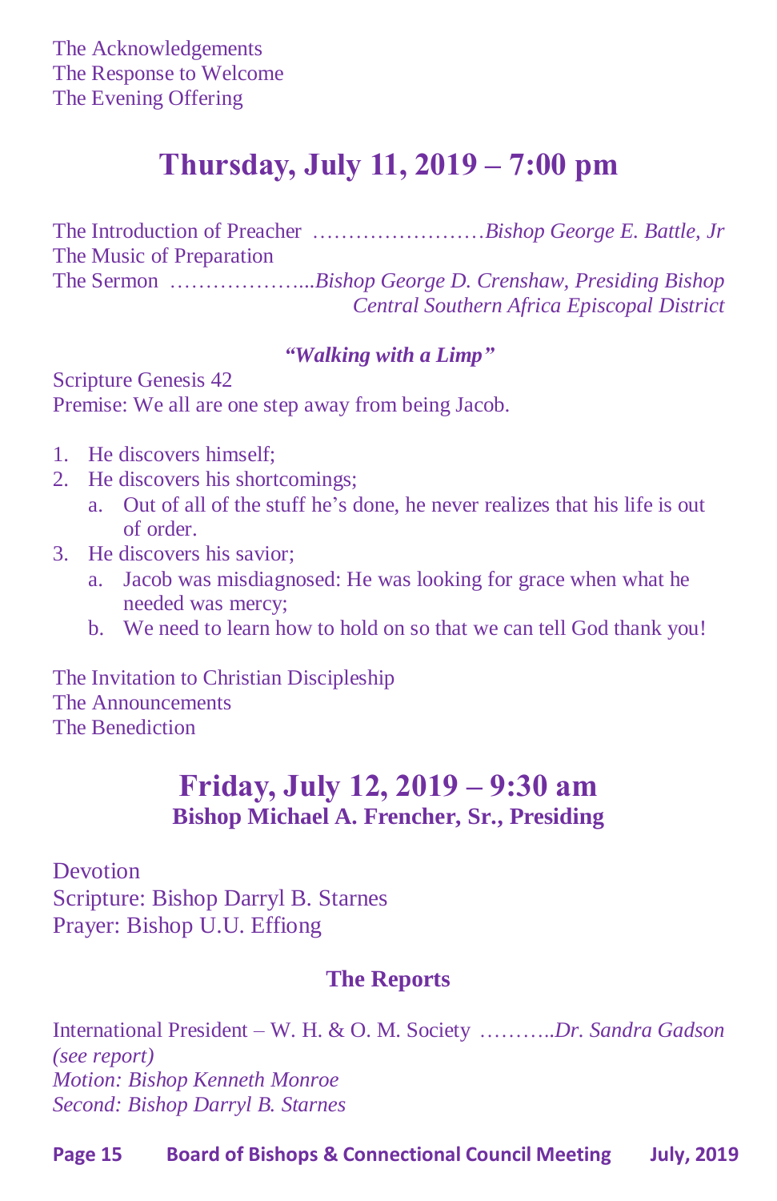The Acknowledgements
The Response to Welcome
The Evening Offering

## Thursday, July 11, 2019 – 7:00 pm

The Introduction of Preacher ……………………*Bishop George E. Battle, Jr*
The Music of Preparation
The Sermon ………………...*Bishop George D. Crenshaw, Presiding Bishop*
*Central Southern Africa Episcopal District*

***"Walking with a Limp"***

Scripture Genesis 42
Premise: We all are one step away from being Jacob.

1. He discovers himself;
2. He discovers his shortcomings;
   a. Out of all of the stuff he's done, he never realizes that his life is out of order.
3. He discovers his savior;
   a. Jacob was misdiagnosed: He was looking for grace when what he needed was mercy;
   b. We need to learn how to hold on so that we can tell God thank you!

The Invitation to Christian Discipleship
The Announcements
The Benediction

## Friday, July 12, 2019 – 9:30 am
### Bishop Michael A. Frencher, Sr., Presiding

Devotion
Scripture: Bishop Darryl B. Starnes
Prayer: Bishop U.U. Effiong

### The Reports

International President – W. H. & O. M. Society ………..*Dr. Sandra Gadson*
*(see report)*
*Motion: Bishop Kenneth Monroe*
*Second: Bishop Darryl B. Starnes*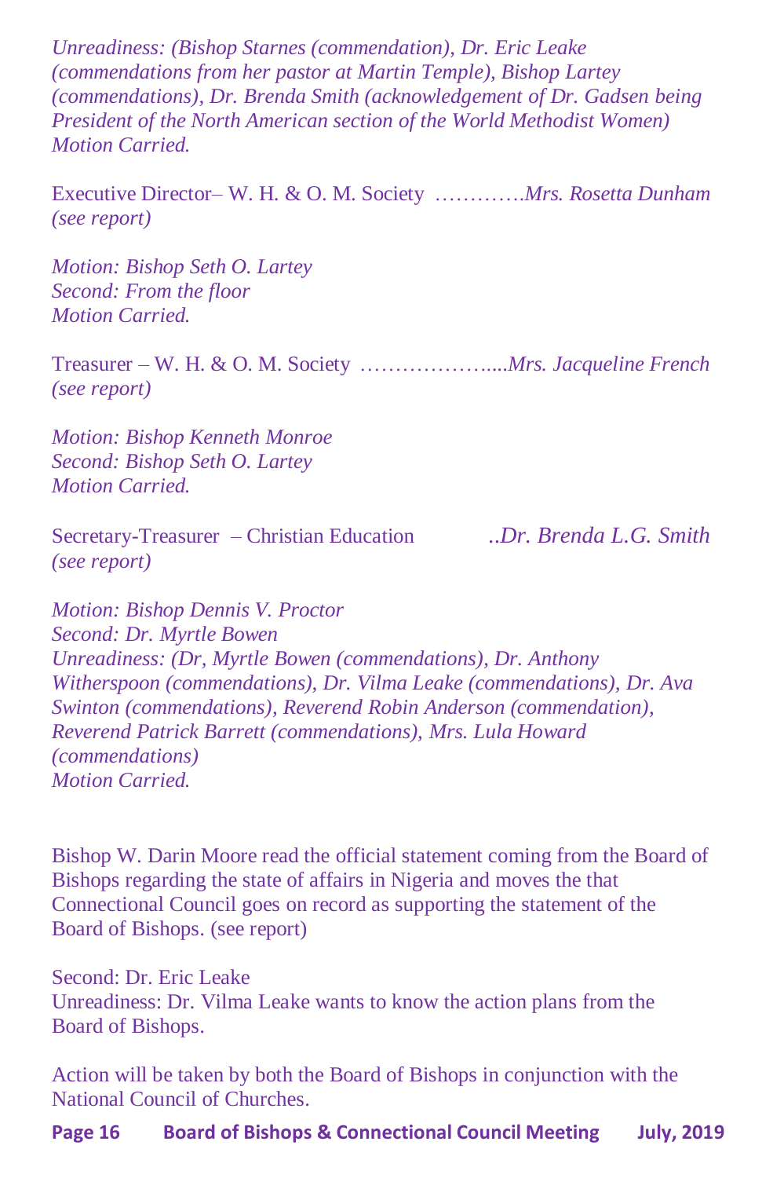*Unreadiness: (Bishop Starnes (commendation), Dr. Eric Leake (commendations from her pastor at Martin Temple), Bishop Lartey (commendations), Dr. Brenda Smith (acknowledgement of Dr. Gadsen being President of the North American section of the World Methodist Women)*
*Motion Carried.*

Executive Director– W. H. & O. M. Society ………….*Mrs. Rosetta Dunham (see report)*

*Motion: Bishop Seth O. Lartey*
*Second: From the floor*
*Motion Carried.*

Treasurer – W. H. & O. M. Society ………………....*Mrs. Jacqueline French (see report)*

*Motion: Bishop Kenneth Monroe*
*Second: Bishop Seth O. Lartey*
*Motion Carried.*

Secretary-Treasurer – Christian Education ..*Dr. Brenda L.G. Smith (see report)*

*Motion: Bishop Dennis V. Proctor*
*Second: Dr. Myrtle Bowen*
*Unreadiness: (Dr, Myrtle Bowen (commendations), Dr. Anthony Witherspoon (commendations), Dr. Vilma Leake (commendations), Dr. Ava Swinton (commendations), Reverend Robin Anderson (commendation), Reverend Patrick Barrett (commendations), Mrs. Lula Howard (commendations)*
*Motion Carried.*

Bishop W. Darin Moore read the official statement coming from the Board of Bishops regarding the state of affairs in Nigeria and moves the that Connectional Council goes on record as supporting the statement of the Board of Bishops. (see report)

Second: Dr. Eric Leake
Unreadiness: Dr. Vilma Leake wants to know the action plans from the Board of Bishops.

Action will be taken by both the Board of Bishops in conjunction with the National Council of Churches.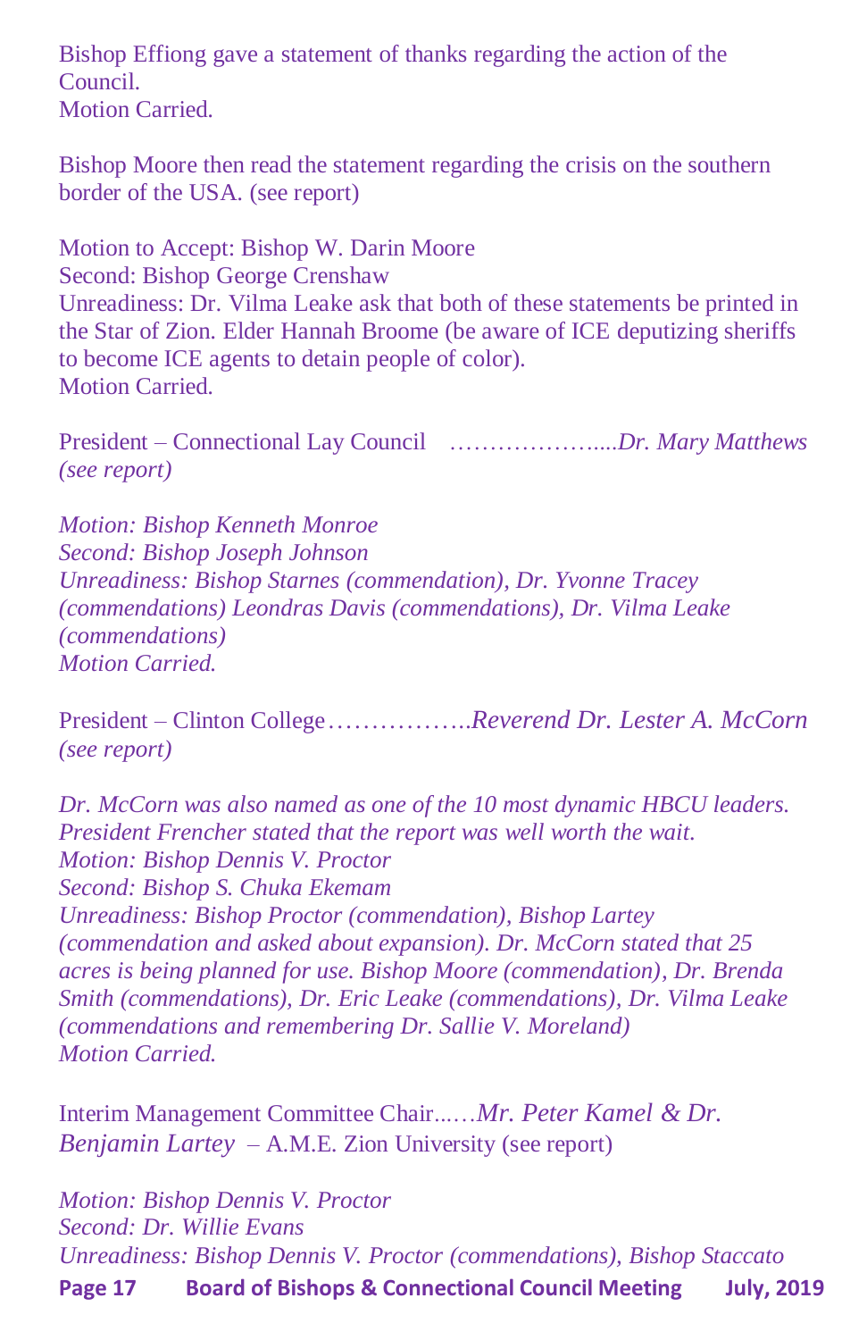Bishop Effiong gave a statement of thanks regarding the action of the Council.
Motion Carried.

Bishop Moore then read the statement regarding the crisis on the southern border of the USA. (see report)

Motion to Accept: Bishop W. Darin Moore
Second: Bishop George Crenshaw
Unreadiness: Dr. Vilma Leake ask that both of these statements be printed in the Star of Zion. Elder Hannah Broome (be aware of ICE deputizing sheriffs to become ICE agents to detain people of color).
Motion Carried.

President – Connectional Lay Council ……………….....*Dr. Mary Matthews*
*(see report)*

*Motion: Bishop Kenneth Monroe*
*Second: Bishop Joseph Johnson*
*Unreadiness: Bishop Starnes (commendation), Dr. Yvonne Tracey (commendations) Leondras Davis (commendations), Dr. Vilma Leake (commendations)*
*Motion Carried.*

President – Clinton College……………..*Reverend Dr. Lester A. McCorn*
*(see report)*

*Dr. McCorn was also named as one of the 10 most dynamic HBCU leaders.*
*President Frencher stated that the report was well worth the wait.*
*Motion: Bishop Dennis V. Proctor*
*Second: Bishop S. Chuka Ekemam*
*Unreadiness: Bishop Proctor (commendation), Bishop Lartey (commendation and asked about expansion). Dr. McCorn stated that 25 acres is being planned for use. Bishop Moore (commendation), Dr. Brenda Smith (commendations), Dr. Eric Leake (commendations), Dr. Vilma Leake (commendations and remembering Dr. Sallie V. Moreland)*
*Motion Carried.*

Interim Management Committee Chair...…*Mr. Peter Kamel & Dr. Benjamin Lartey* – A.M.E. Zion University (see report)

*Motion: Bishop Dennis V. Proctor*
*Second: Dr. Willie Evans*
*Unreadiness: Bishop Dennis V. Proctor (commendations), Bishop Staccato*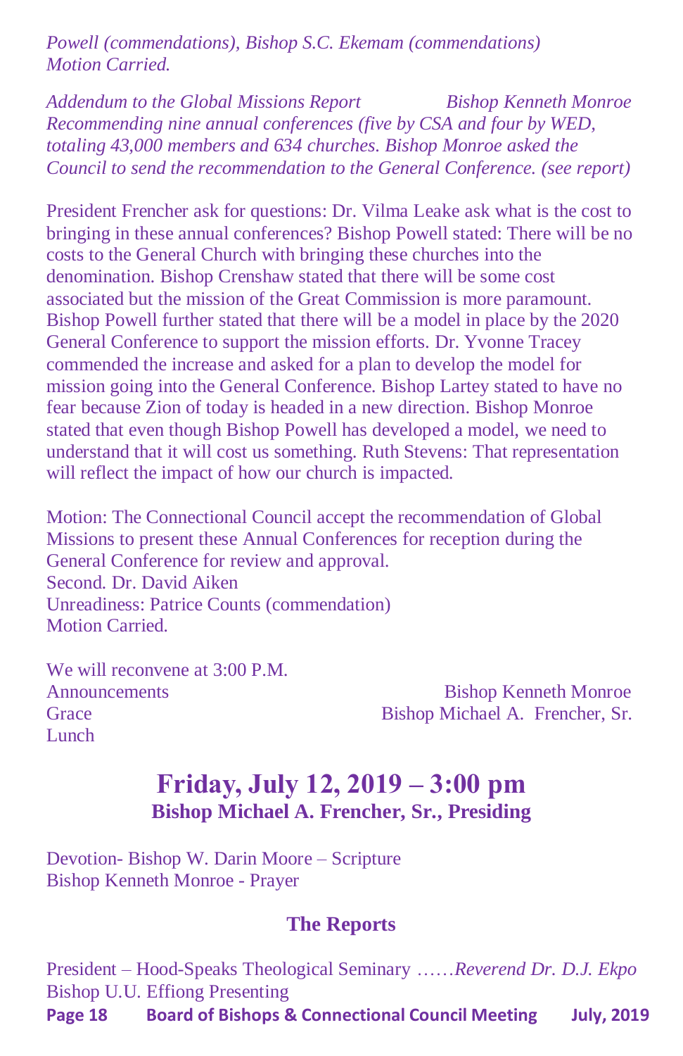*Powell (commendations), Bishop S.C. Ekemam (commendations) Motion Carried.*

*Addendum to the Global Missions Report* *Bishop Kenneth Monroe*
*Recommending nine annual conferences (five by CSA and four by WED, totaling 43,000 members and 634 churches. Bishop Monroe asked the Council to send the recommendation to the General Conference. (see report)*

President Frencher ask for questions: Dr. Vilma Leake ask what is the cost to bringing in these annual conferences? Bishop Powell stated: There will be no costs to the General Church with bringing these churches into the denomination. Bishop Crenshaw stated that there will be some cost associated but the mission of the Great Commission is more paramount. Bishop Powell further stated that there will be a model in place by the 2020 General Conference to support the mission efforts. Dr. Yvonne Tracey commended the increase and asked for a plan to develop the model for mission going into the General Conference. Bishop Lartey stated to have no fear because Zion of today is headed in a new direction. Bishop Monroe stated that even though Bishop Powell has developed a model, we need to understand that it will cost us something. Ruth Stevens: That representation will reflect the impact of how our church is impacted.

Motion: The Connectional Council accept the recommendation of Global Missions to present these Annual Conferences for reception during the General Conference for review and approval.
Second. Dr. David Aiken
Unreadiness: Patrice Counts (commendation)
Motion Carried.

We will reconvene at 3:00 P.M.
Announcements Bishop Kenneth Monroe
Grace Bishop Michael A. Frencher, Sr.
Lunch

## Friday, July 12, 2019 – 3:00 pm

**Bishop Michael A. Frencher, Sr., Presiding**

Devotion- Bishop W. Darin Moore – Scripture
Bishop Kenneth Monroe - Prayer

### The Reports

President – Hood-Speaks Theological Seminary ……*Reverend Dr. D.J. Ekpo*
Bishop U.U. Effiong Presenting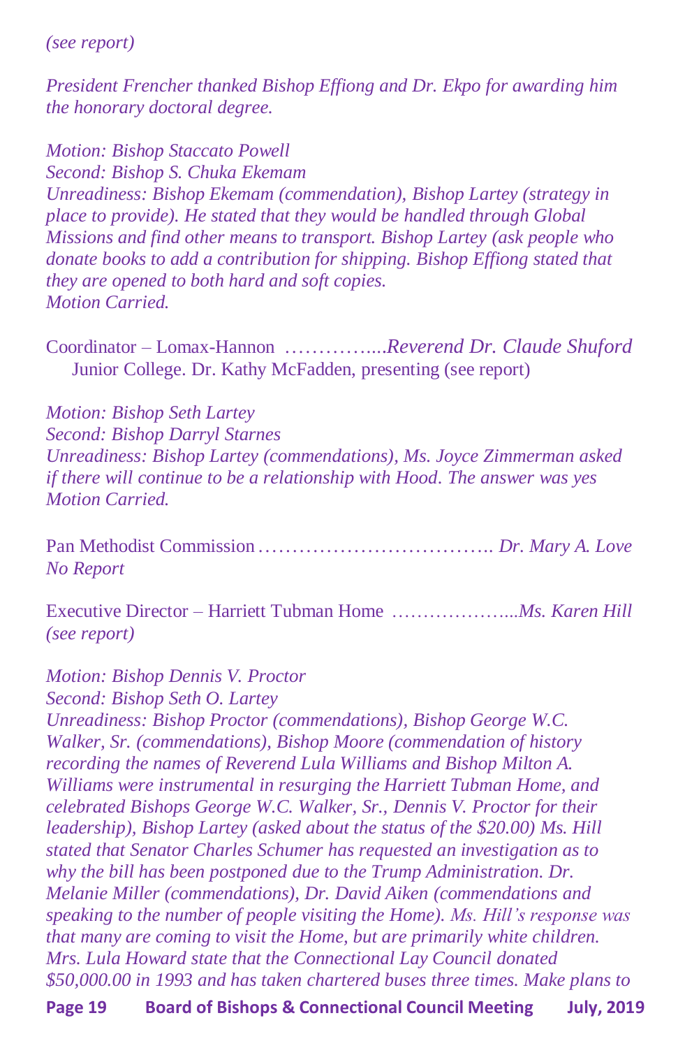*(see report)*

*President Frencher thanked Bishop Effiong and Dr. Ekpo for awarding him the honorary doctoral degree.*

*Motion: Bishop Staccato Powell*
*Second: Bishop S. Chuka Ekemam*
*Unreadiness: Bishop Ekemam (commendation), Bishop Lartey (strategy in place to provide). He stated that they would be handled through Global Missions and find other means to transport. Bishop Lartey (ask people who donate books to add a contribution for shipping. Bishop Effiong stated that they are opened to both hard and soft copies.*
*Motion Carried.*

Coordinator – Lomax-Hannon …………....*Reverend Dr. Claude Shuford*
Junior College. Dr. Kathy McFadden, presenting (see report)

*Motion: Bishop Seth Lartey*
*Second: Bishop Darryl Starnes*
*Unreadiness: Bishop Lartey (commendations), Ms. Joyce Zimmerman asked if there will continue to be a relationship with Hood. The answer was yes*
*Motion Carried.*

Pan Methodist Commission …………………………….. *Dr. Mary A. Love*
*No Report*

Executive Director – Harriett Tubman Home ………………...*Ms. Karen Hill*
*(see report)*

*Motion: Bishop Dennis V. Proctor*
*Second: Bishop Seth O. Lartey*
*Unreadiness: Bishop Proctor (commendations), Bishop George W.C. Walker, Sr. (commendations), Bishop Moore (commendation of history recording the names of Reverend Lula Williams and Bishop Milton A. Williams were instrumental in resurging the Harriett Tubman Home, and celebrated Bishops George W.C. Walker, Sr., Dennis V. Proctor for their leadership), Bishop Lartey (asked about the status of the $20.00) Ms. Hill stated that Senator Charles Schumer has requested an investigation as to why the bill has been postponed due to the Trump Administration. Dr. Melanie Miller (commendations), Dr. David Aiken (commendations and speaking to the number of people visiting the Home). Ms. Hill's response was that many are coming to visit the Home, but are primarily white children. Mrs. Lula Howard state that the Connectional Lay Council donated $50,000.00 in 1993 and has taken chartered buses three times. Make plans to*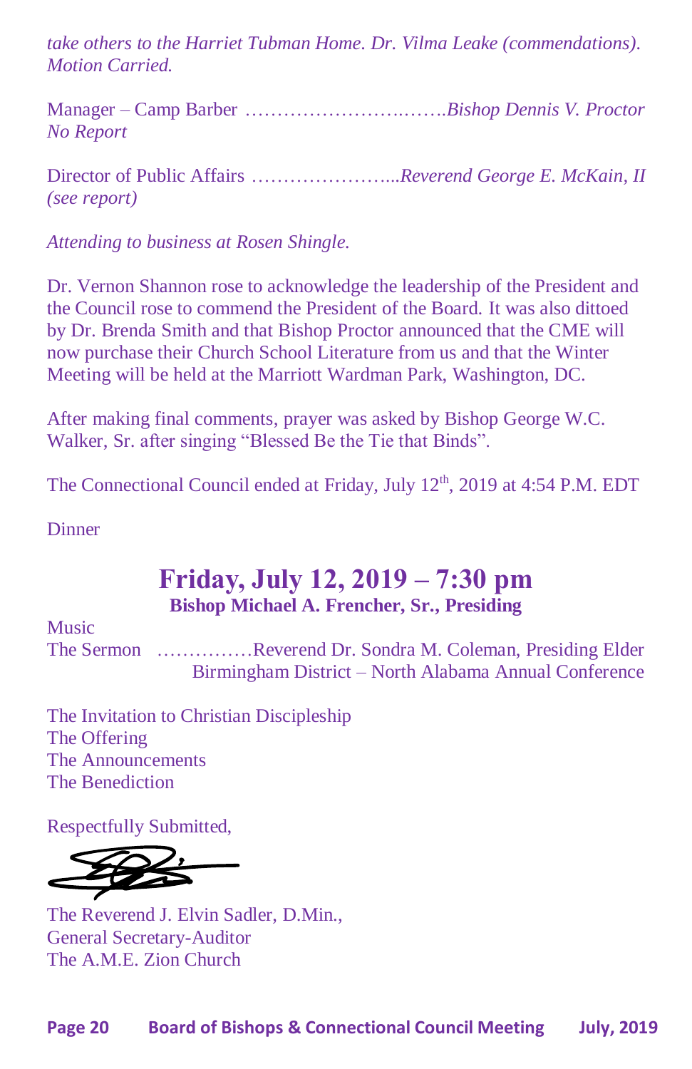*take others to the Harriet Tubman Home. Dr. Vilma Leake (commendations). Motion Carried.*

Manager – Camp Barber ……………………….…….*Bishop Dennis V. Proctor*
*No Report*

Director of Public Affairs …………………...*Reverend George E. McKain, II*
*(see report)*

*Attending to business at Rosen Shingle.*

Dr. Vernon Shannon rose to acknowledge the leadership of the President and the Council rose to commend the President of the Board. It was also dittoed by Dr. Brenda Smith and that Bishop Proctor announced that the CME will now purchase their Church School Literature from us and that the Winter Meeting will be held at the Marriott Wardman Park, Washington, DC.

After making final comments, prayer was asked by Bishop George W.C. Walker, Sr. after singing "Blessed Be the Tie that Binds".

The Connectional Council ended at Friday, July 12th, 2019 at 4:54 P.M. EDT

Dinner

## Friday, July 12, 2019 – 7:30 pm

**Bishop Michael A. Frencher, Sr., Presiding**

Music
The Sermon ……………Reverend Dr. Sondra M. Coleman, Presiding Elder
Birmingham District – North Alabama Annual Conference

The Invitation to Christian Discipleship
The Offering
The Announcements
The Benediction

Respectfully Submitted,

The Reverend J. Elvin Sadler, D.Min.,
General Secretary-Auditor
The A.M.E. Zion Church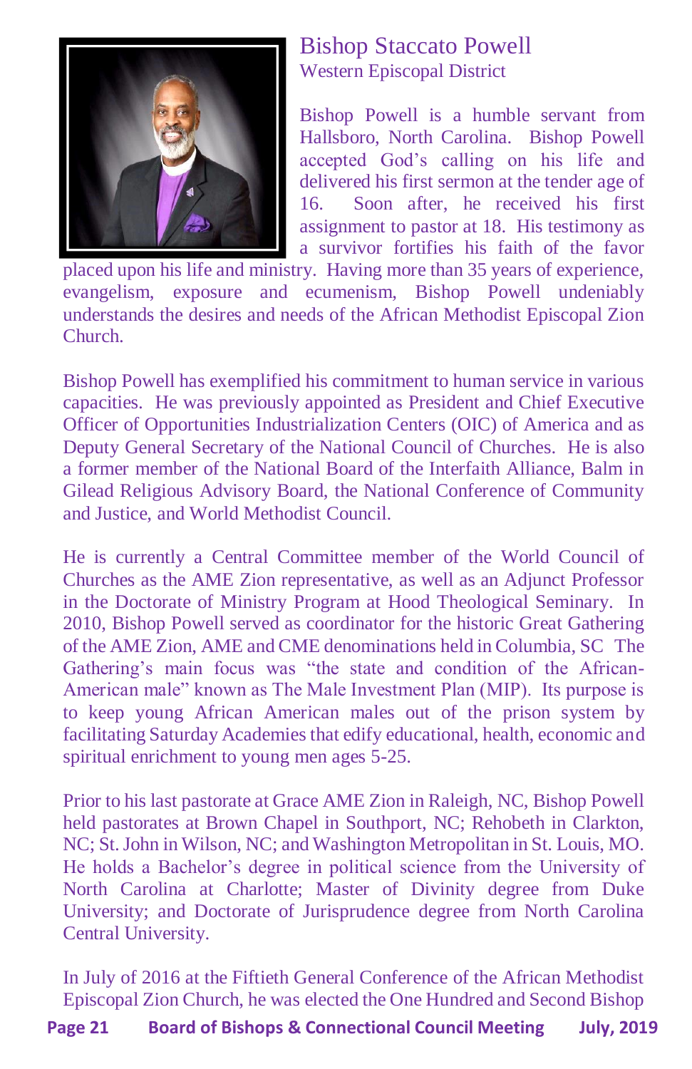## Bishop Staccato Powell

### Western Episcopal District

Bishop Powell is a humble servant from Hallsboro, North Carolina. Bishop Powell accepted God's calling on his life and delivered his first sermon at the tender age of 16. Soon after, he received his first assignment to pastor at 18. His testimony as a survivor fortifies his faith of the favor placed upon his life and ministry. Having more than 35 years of experience, evangelism, exposure and ecumenism, Bishop Powell undeniably understands the desires and needs of the African Methodist Episcopal Zion Church.

Bishop Powell has exemplified his commitment to human service in various capacities. He was previously appointed as President and Chief Executive Officer of Opportunities Industrialization Centers (OIC) of America and as Deputy General Secretary of the National Council of Churches. He is also a former member of the National Board of the Interfaith Alliance, Balm in Gilead Religious Advisory Board, the National Conference of Community and Justice, and World Methodist Council.

He is currently a Central Committee member of the World Council of Churches as the AME Zion representative, as well as an Adjunct Professor in the Doctorate of Ministry Program at Hood Theological Seminary. In 2010, Bishop Powell served as coordinator for the historic Great Gathering of the AME Zion, AME and CME denominations held in Columbia, SC The Gathering's main focus was "the state and condition of the African-American male" known as The Male Investment Plan (MIP). Its purpose is to keep young African American males out of the prison system by facilitating Saturday Academies that edify educational, health, economic and spiritual enrichment to young men ages 5-25.

Prior to his last pastorate at Grace AME Zion in Raleigh, NC, Bishop Powell held pastorates at Brown Chapel in Southport, NC; Rehobeth in Clarkton, NC; St. John in Wilson, NC; and Washington Metropolitan in St. Louis, MO. He holds a Bachelor's degree in political science from the University of North Carolina at Charlotte; Master of Divinity degree from Duke University; and Doctorate of Jurisprudence degree from North Carolina Central University.

In July of 2016 at the Fiftieth General Conference of the African Methodist Episcopal Zion Church, he was elected the One Hundred and Second Bishop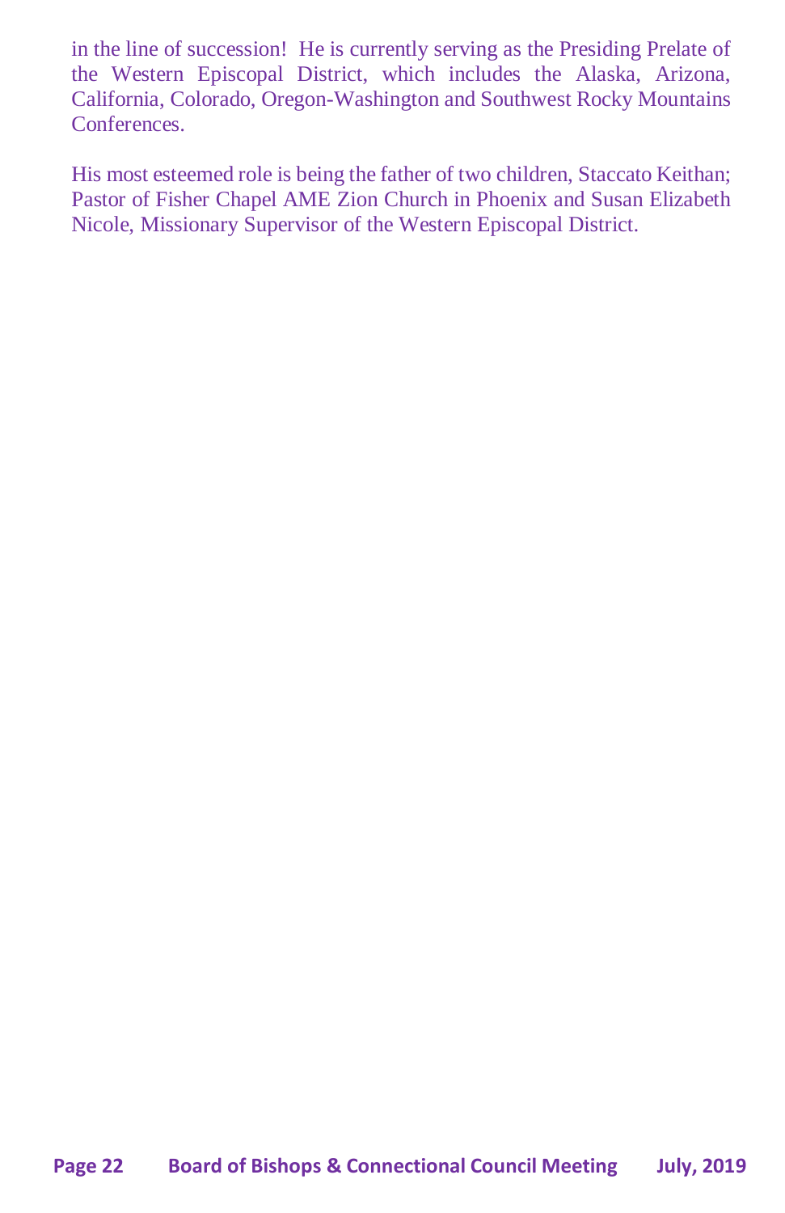in the line of succession! He is currently serving as the Presiding Prelate of the Western Episcopal District, which includes the Alaska, Arizona, California, Colorado, Oregon-Washington and Southwest Rocky Mountains Conferences.

His most esteemed role is being the father of two children, Staccato Keithan; Pastor of Fisher Chapel AME Zion Church in Phoenix and Susan Elizabeth Nicole, Missionary Supervisor of the Western Episcopal District.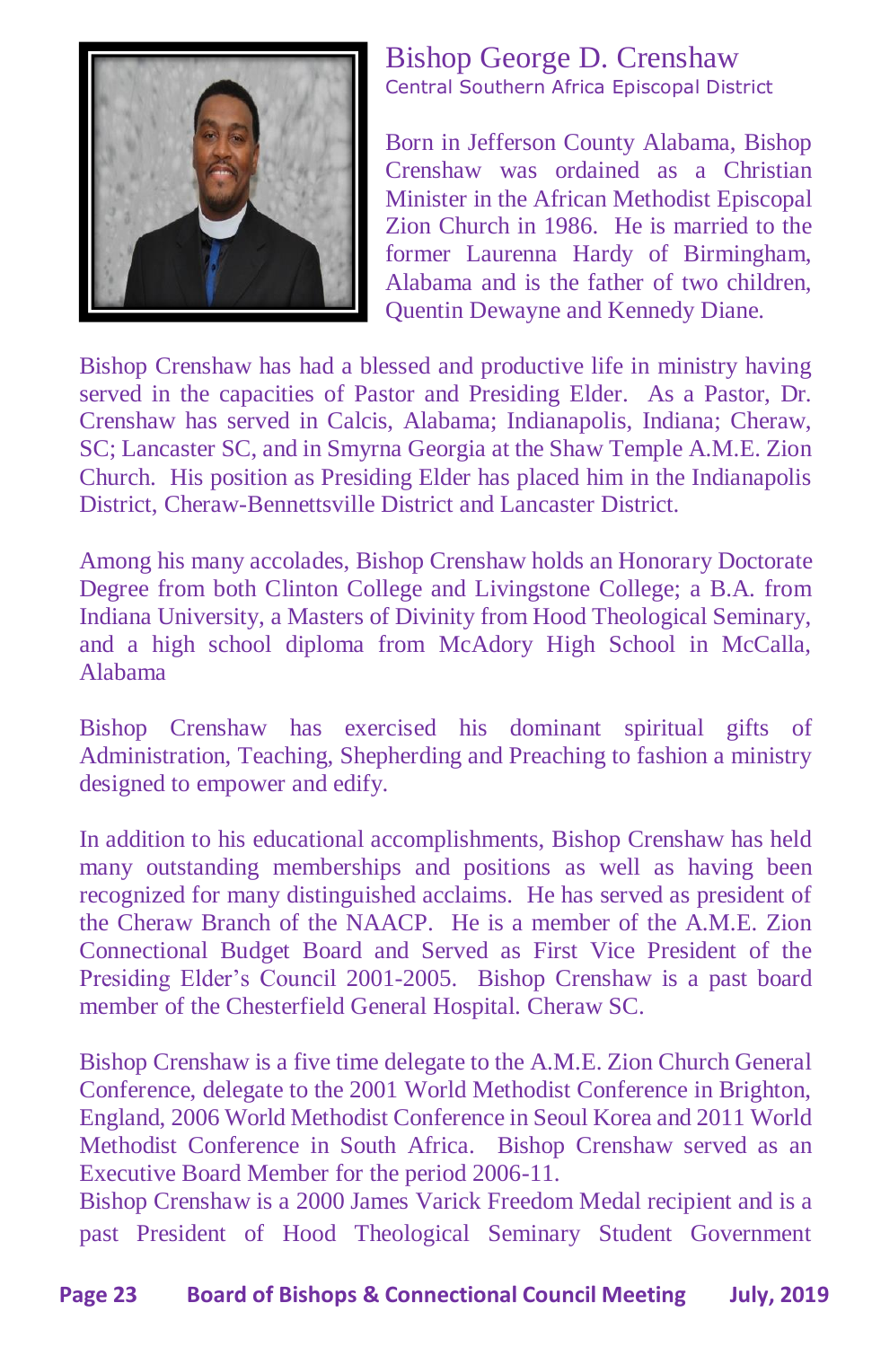# Bishop George D. Crenshaw

Central Southern Africa Episcopal District

Born in Jefferson County Alabama, Bishop Crenshaw was ordained as a Christian Minister in the African Methodist Episcopal Zion Church in 1986. He is married to the former Laurenna Hardy of Birmingham, Alabama and is the father of two children, Quentin Dewayne and Kennedy Diane.

Bishop Crenshaw has had a blessed and productive life in ministry having served in the capacities of Pastor and Presiding Elder. As a Pastor, Dr. Crenshaw has served in Calcis, Alabama; Indianapolis, Indiana; Cheraw, SC; Lancaster SC, and in Smyrna Georgia at the Shaw Temple A.M.E. Zion Church. His position as Presiding Elder has placed him in the Indianapolis District, Cheraw-Bennettsville District and Lancaster District.

Among his many accolades, Bishop Crenshaw holds an Honorary Doctorate Degree from both Clinton College and Livingstone College; a B.A. from Indiana University, a Masters of Divinity from Hood Theological Seminary, and a high school diploma from McAdory High School in McCalla, Alabama

Bishop Crenshaw has exercised his dominant spiritual gifts of Administration, Teaching, Shepherding and Preaching to fashion a ministry designed to empower and edify.

In addition to his educational accomplishments, Bishop Crenshaw has held many outstanding memberships and positions as well as having been recognized for many distinguished acclaims. He has served as president of the Cheraw Branch of the NAACP. He is a member of the A.M.E. Zion Connectional Budget Board and Served as First Vice President of the Presiding Elder's Council 2001-2005. Bishop Crenshaw is a past board member of the Chesterfield General Hospital. Cheraw SC.

Bishop Crenshaw is a five time delegate to the A.M.E. Zion Church General Conference, delegate to the 2001 World Methodist Conference in Brighton, England, 2006 World Methodist Conference in Seoul Korea and 2011 World Methodist Conference in South Africa. Bishop Crenshaw served as an Executive Board Member for the period 2006-11.

Bishop Crenshaw is a 2000 James Varick Freedom Medal recipient and is a past President of Hood Theological Seminary Student Government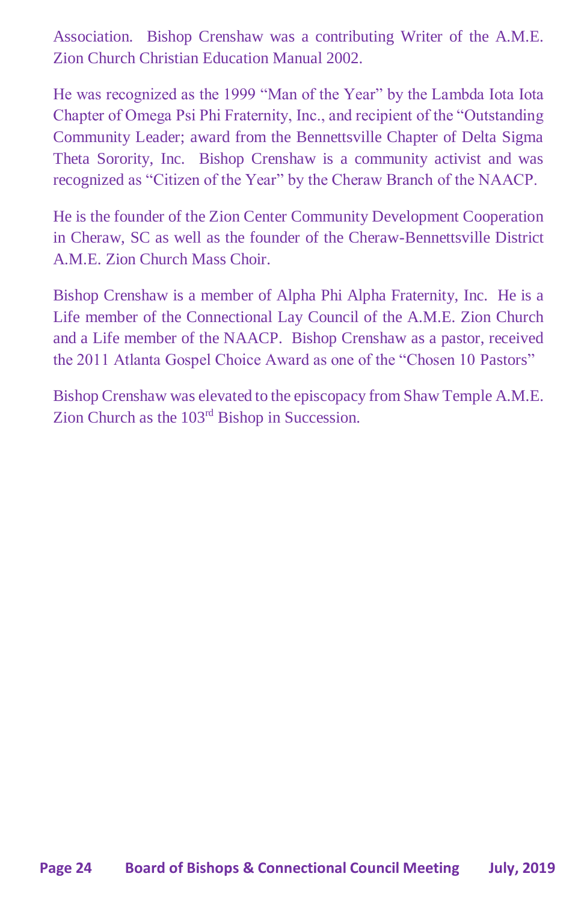Association. Bishop Crenshaw was a contributing Writer of the A.M.E. Zion Church Christian Education Manual 2002.

He was recognized as the 1999 "Man of the Year" by the Lambda Iota Iota Chapter of Omega Psi Phi Fraternity, Inc., and recipient of the "Outstanding Community Leader; award from the Bennettsville Chapter of Delta Sigma Theta Sorority, Inc. Bishop Crenshaw is a community activist and was recognized as "Citizen of the Year" by the Cheraw Branch of the NAACP.

He is the founder of the Zion Center Community Development Cooperation in Cheraw, SC as well as the founder of the Cheraw-Bennettsville District A.M.E. Zion Church Mass Choir.

Bishop Crenshaw is a member of Alpha Phi Alpha Fraternity, Inc. He is a Life member of the Connectional Lay Council of the A.M.E. Zion Church and a Life member of the NAACP. Bishop Crenshaw as a pastor, received the 2011 Atlanta Gospel Choice Award as one of the "Chosen 10 Pastors"

Bishop Crenshaw was elevated to the episcopacy from Shaw Temple A.M.E. Zion Church as the 103rd Bishop in Succession.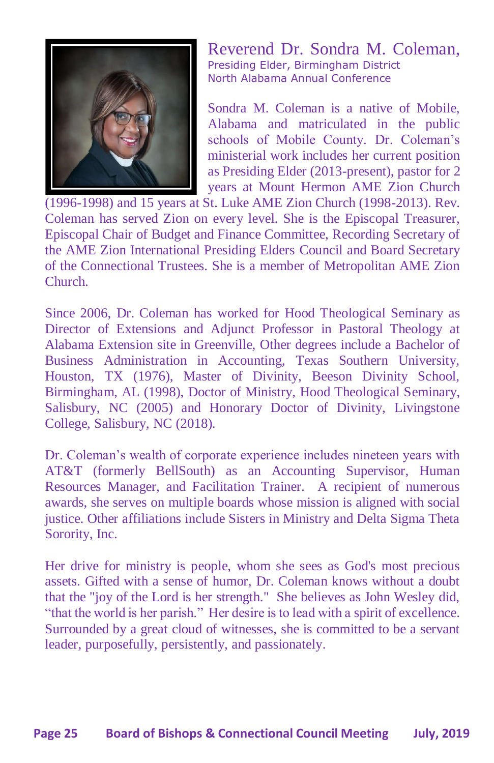# Reverend Dr. Sondra M. Coleman,

Presiding Elder, Birmingham District
North Alabama Annual Conference

Sondra M. Coleman is a native of Mobile, Alabama and matriculated in the public schools of Mobile County. Dr. Coleman's ministerial work includes her current position as Presiding Elder (2013-present), pastor for 2 years at Mount Hermon AME Zion Church (1996-1998) and 15 years at St. Luke AME Zion Church (1998-2013). Rev. Coleman has served Zion on every level. She is the Episcopal Treasurer, Episcopal Chair of Budget and Finance Committee, Recording Secretary of the AME Zion International Presiding Elders Council and Board Secretary of the Connectional Trustees. She is a member of Metropolitan AME Zion Church.

Since 2006, Dr. Coleman has worked for Hood Theological Seminary as Director of Extensions and Adjunct Professor in Pastoral Theology at Alabama Extension site in Greenville, Other degrees include a Bachelor of Business Administration in Accounting, Texas Southern University, Houston, TX (1976), Master of Divinity, Beeson Divinity School, Birmingham, AL (1998), Doctor of Ministry, Hood Theological Seminary, Salisbury, NC (2005) and Honorary Doctor of Divinity, Livingstone College, Salisbury, NC (2018).

Dr. Coleman's wealth of corporate experience includes nineteen years with AT&T (formerly BellSouth) as an Accounting Supervisor, Human Resources Manager, and Facilitation Trainer. A recipient of numerous awards, she serves on multiple boards whose mission is aligned with social justice. Other affiliations include Sisters in Ministry and Delta Sigma Theta Sorority, Inc.

Her drive for ministry is people, whom she sees as God's most precious assets. Gifted with a sense of humor, Dr. Coleman knows without a doubt that the "joy of the Lord is her strength." She believes as John Wesley did, "that the world is her parish." Her desire is to lead with a spirit of excellence. Surrounded by a great cloud of witnesses, she is committed to be a servant leader, purposefully, persistently, and passionately.